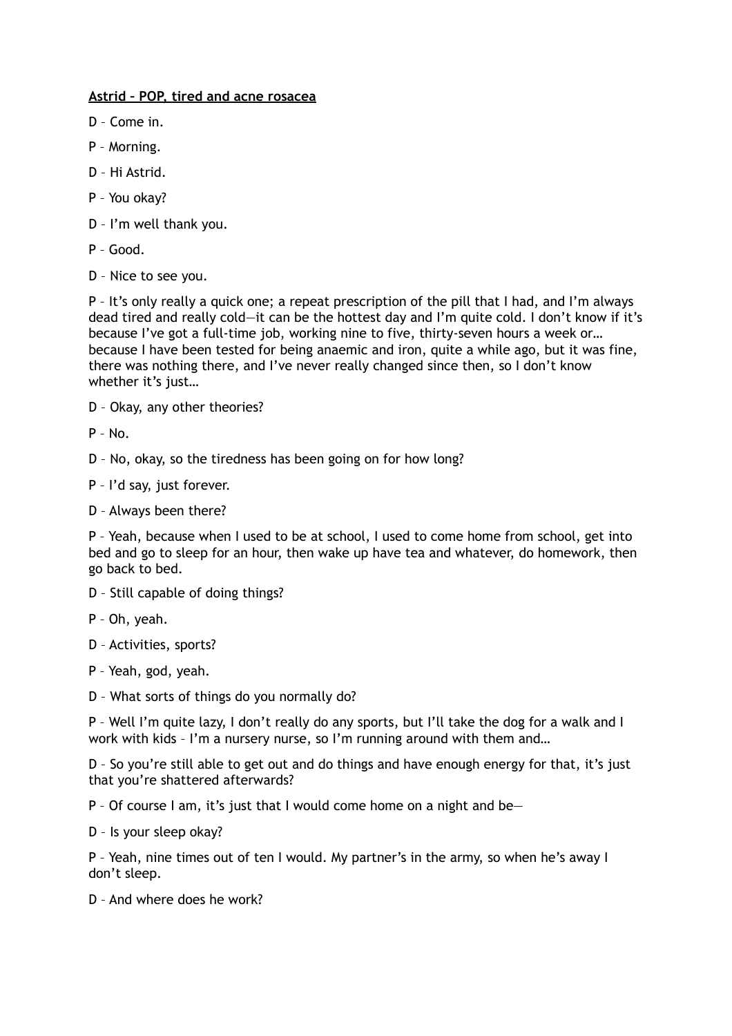**Astrid – POP, tired and acne rosacea**

D – Come in.

P – Morning.

D – Hi Astrid.

P – You okay?

D – I'm well thank you.

P – Good.

D – Nice to see you.

P – It's only really a quick one; a repeat prescription of the pill that I had, and I'm always dead tired and really cold—it can be the hottest day and I'm quite cold. I don't know if it's because I've got a full-time job, working nine to five, thirty-seven hours a week or… because I have been tested for being anaemic and iron, quite a while ago, but it was fine, there was nothing there, and I've never really changed since then, so I don't know whether it's just…

D – Okay, any other theories?

P – No.

D – No, okay, so the tiredness has been going on for how long?

P – I'd say, just forever.

D – Always been there?

P – Yeah, because when I used to be at school, I used to come home from school, get into bed and go to sleep for an hour, then wake up have tea and whatever, do homework, then go back to bed.

D – Still capable of doing things?

P – Oh, yeah.

D – Activities, sports?

P – Yeah, god, yeah.

D – What sorts of things do you normally do?

P – Well I'm quite lazy, I don't really do any sports, but I'll take the dog for a walk and I work with kids – I'm a nursery nurse, so I'm running around with them and…

D – So you're still able to get out and do things and have enough energy for that, it's just that you're shattered afterwards?

P – Of course I am, it's just that I would come home on a night and be—

D – Is your sleep okay?

P – Yeah, nine times out of ten I would. My partner's in the army, so when he's away I don't sleep.

D – And where does he work?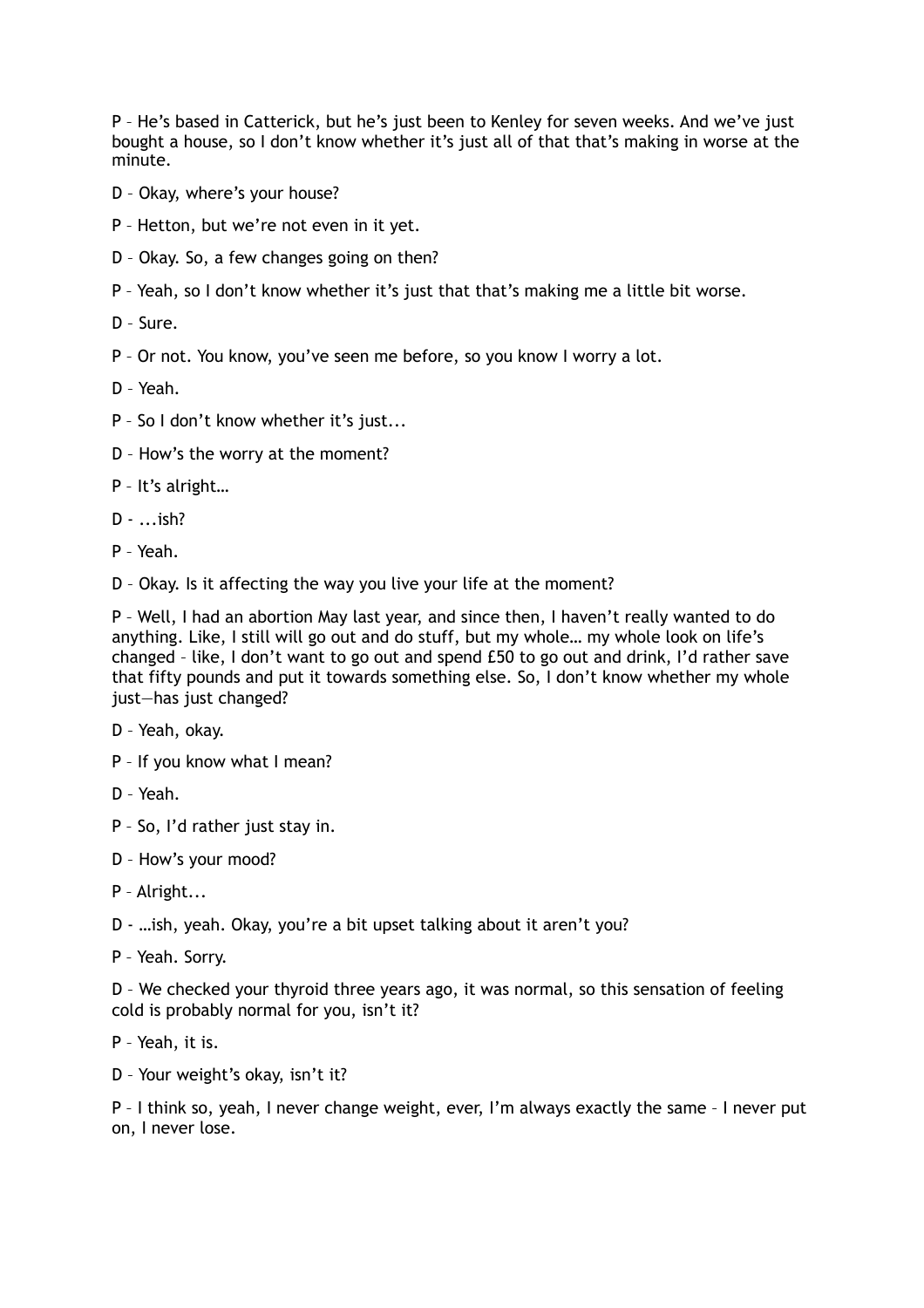P – He's based in Catterick, but he's just been to Kenley for seven weeks. And we've just bought a house, so I don't know whether it's just all of that that's making in worse at the minute.

D – Okay, where's your house?

P – Hetton, but we're not even in it yet.

D – Okay. So, a few changes going on then?

P – Yeah, so I don't know whether it's just that that's making me a little bit worse.

D – Sure.

P – Or not. You know, you've seen me before, so you know I worry a lot.

D – Yeah.

P – So I don't know whether it's just...

D – How's the worry at the moment?

P – It's alright…

D - ...ish?

P – Yeah.

D – Okay. Is it affecting the way you live your life at the moment?

P – Well, I had an abortion May last year, and since then, I haven't really wanted to do anything. Like, I still will go out and do stuff, but my whole… my whole look on life's changed – like, I don't want to go out and spend £50 to go out and drink, I'd rather save that fifty pounds and put it towards something else. So, I don't know whether my whole just—has just changed?

D – Yeah, okay.

P – If you know what I mean?

D – Yeah.

P – So, I'd rather just stay in.

D – How's your mood?

P – Alright...

D - …ish, yeah. Okay, you're a bit upset talking about it aren't you?

P – Yeah. Sorry.

D – We checked your thyroid three years ago, it was normal, so this sensation of feeling cold is probably normal for you, isn't it?

P – Yeah, it is.

D – Your weight's okay, isn't it?

P – I think so, yeah, I never change weight, ever, I'm always exactly the same – I never put on, I never lose.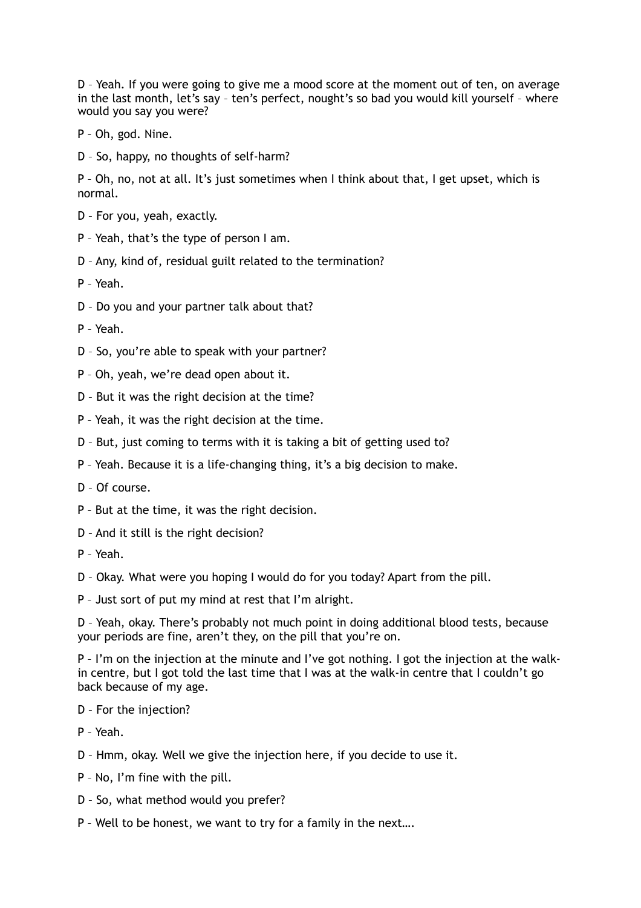D – Yeah. If you were going to give me a mood score at the moment out of ten, on average in the last month, let's say – ten's perfect, nought's so bad you would kill yourself – where would you say you were?

P – Oh, god. Nine.

D – So, happy, no thoughts of self-harm?

P – Oh, no, not at all. It's just sometimes when I think about that, I get upset, which is normal.

D – For you, yeah, exactly.

P – Yeah, that's the type of person I am.

D – Any, kind of, residual guilt related to the termination?

P – Yeah.

D – Do you and your partner talk about that?

P – Yeah.

D – So, you're able to speak with your partner?

P – Oh, yeah, we're dead open about it.

D – But it was the right decision at the time?

P – Yeah, it was the right decision at the time.

D – But, just coming to terms with it is taking a bit of getting used to?

P – Yeah. Because it is a life-changing thing, it's a big decision to make.

D – Of course.

P – But at the time, it was the right decision.

D – And it still is the right decision?

P – Yeah.

D – Okay. What were you hoping I would do for you today? Apart from the pill.

P – Just sort of put my mind at rest that I'm alright.

D – Yeah, okay. There's probably not much point in doing additional blood tests, because your periods are fine, aren't they, on the pill that you're on.

P – I'm on the injection at the minute and I've got nothing. I got the injection at the walk-in centre, but I got told the last time that I was at the walk-in centre that I couldn't go back because of my age.

D – For the injection?

P – Yeah.

D – Hmm, okay. Well we give the injection here, if you decide to use it.

P – No, I'm fine with the pill.

D – So, what method would you prefer?

P – Well to be honest, we want to try for a family in the next….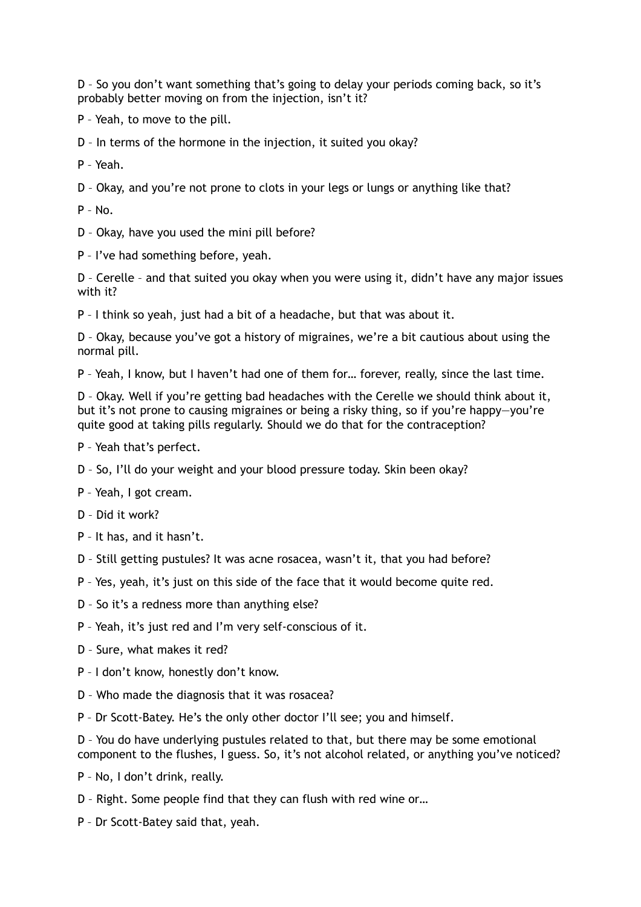D – So you don't want something that's going to delay your periods coming back, so it's probably better moving on from the injection, isn't it?

P – Yeah, to move to the pill.

D – In terms of the hormone in the injection, it suited you okay?

P – Yeah.

D – Okay, and you're not prone to clots in your legs or lungs or anything like that?

P – No.

D – Okay, have you used the mini pill before?

P – I've had something before, yeah.

D – Cerelle – and that suited you okay when you were using it, didn't have any major issues with it?

P – I think so yeah, just had a bit of a headache, but that was about it.

D – Okay, because you've got a history of migraines, we're a bit cautious about using the normal pill.

P – Yeah, I know, but I haven't had one of them for… forever, really, since the last time.

D – Okay. Well if you're getting bad headaches with the Cerelle we should think about it, but it's not prone to causing migraines or being a risky thing, so if you're happy—you're quite good at taking pills regularly. Should we do that for the contraception?

P – Yeah that's perfect.

D – So, I'll do your weight and your blood pressure today. Skin been okay?

P – Yeah, I got cream.

D – Did it work?

P – It has, and it hasn't.

D – Still getting pustules? It was acne rosacea, wasn't it, that you had before?

P – Yes, yeah, it's just on this side of the face that it would become quite red.

D – So it's a redness more than anything else?

P – Yeah, it's just red and I'm very self-conscious of it.

D – Sure, what makes it red?

P – I don't know, honestly don't know.

D – Who made the diagnosis that it was rosacea?

P – Dr Scott-Batey. He's the only other doctor I'll see; you and himself.

D – You do have underlying pustules related to that, but there may be some emotional component to the flushes, I guess. So, it's not alcohol related, or anything you've noticed?

P – No, I don't drink, really.

D – Right. Some people find that they can flush with red wine or…

P – Dr Scott-Batey said that, yeah.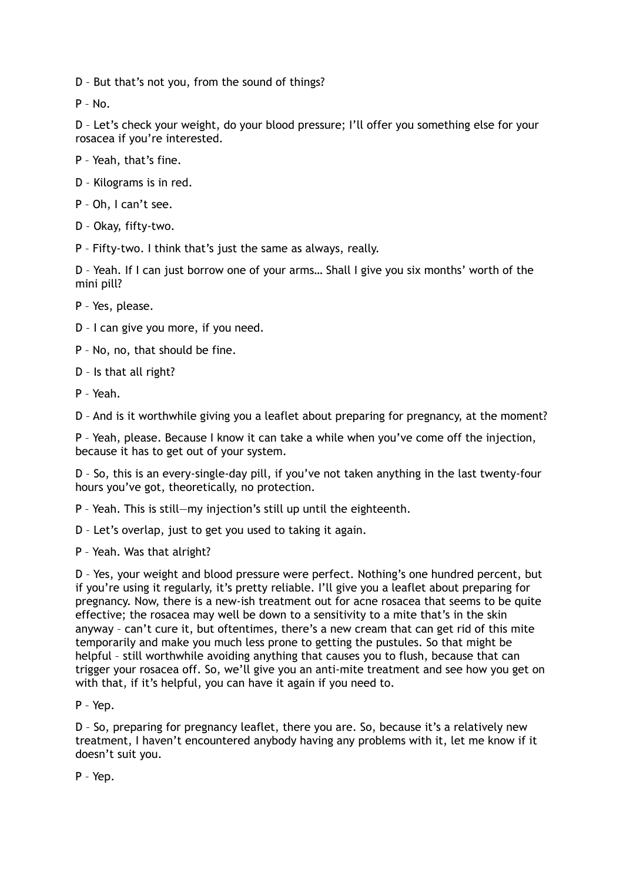D – But that's not you, from the sound of things?

P – No.

D – Let's check your weight, do your blood pressure; I'll offer you something else for your rosacea if you're interested.

P – Yeah, that's fine.

D – Kilograms is in red.

P – Oh, I can't see.

D – Okay, fifty-two.

P – Fifty-two. I think that's just the same as always, really.

D – Yeah. If I can just borrow one of your arms… Shall I give you six months' worth of the mini pill?

P – Yes, please.

D – I can give you more, if you need.

P – No, no, that should be fine.

D – Is that all right?

P – Yeah.

D – And is it worthwhile giving you a leaflet about preparing for pregnancy, at the moment?

P – Yeah, please. Because I know it can take a while when you've come off the injection, because it has to get out of your system.

D – So, this is an every-single-day pill, if you've not taken anything in the last twenty-four hours you've got, theoretically, no protection.

P – Yeah. This is still—my injection's still up until the eighteenth.

D – Let's overlap, just to get you used to taking it again.

P – Yeah. Was that alright?

D – Yes, your weight and blood pressure were perfect. Nothing's one hundred percent, but if you're using it regularly, it's pretty reliable. I'll give you a leaflet about preparing for pregnancy. Now, there is a new-ish treatment out for acne rosacea that seems to be quite effective; the rosacea may well be down to a sensitivity to a mite that's in the skin anyway – can't cure it, but oftentimes, there's a new cream that can get rid of this mite temporarily and make you much less prone to getting the pustules. So that might be helpful – still worthwhile avoiding anything that causes you to flush, because that can trigger your rosacea off. So, we'll give you an anti-mite treatment and see how you get on with that, if it's helpful, you can have it again if you need to.

P – Yep.

D – So, preparing for pregnancy leaflet, there you are. So, because it's a relatively new treatment, I haven't encountered anybody having any problems with it, let me know if it doesn't suit you.

P – Yep.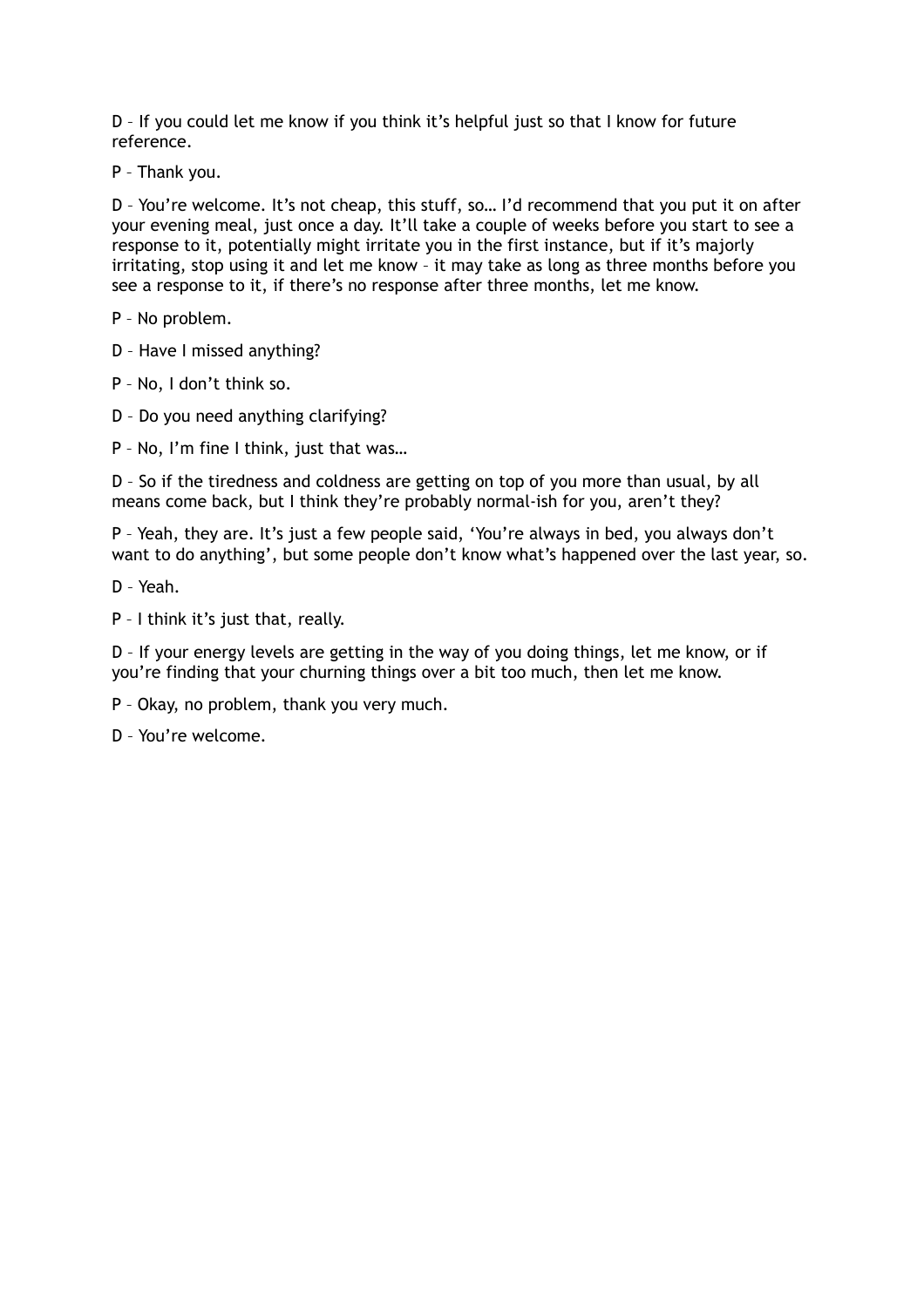D – If you could let me know if you think it's helpful just so that I know for future reference.

P – Thank you.

D – You're welcome. It's not cheap, this stuff, so… I'd recommend that you put it on after your evening meal, just once a day. It'll take a couple of weeks before you start to see a response to it, potentially might irritate you in the first instance, but if it's majorly irritating, stop using it and let me know – it may take as long as three months before you see a response to it, if there's no response after three months, let me know.

P – No problem.

D – Have I missed anything?

P – No, I don't think so.

D – Do you need anything clarifying?

P – No, I'm fine I think, just that was…

D – So if the tiredness and coldness are getting on top of you more than usual, by all means come back, but I think they're probably normal-ish for you, aren't they?

P – Yeah, they are. It's just a few people said, 'You're always in bed, you always don't want to do anything', but some people don't know what's happened over the last year, so.

D – Yeah.

P – I think it's just that, really.

D – If your energy levels are getting in the way of you doing things, let me know, or if you're finding that your churning things over a bit too much, then let me know.

P – Okay, no problem, thank you very much.

D – You're welcome.